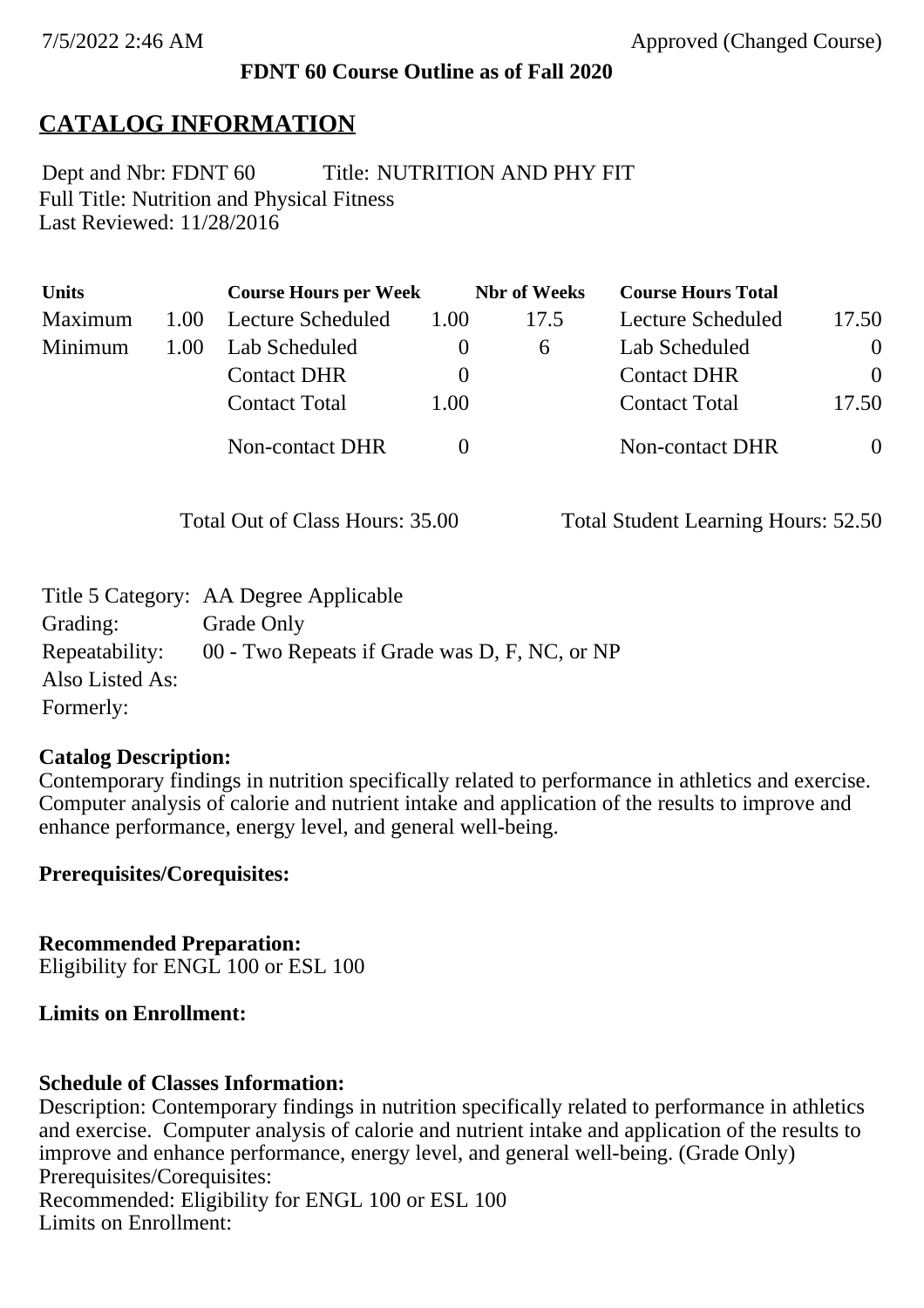7/5/2022 2:46 AM Approved (Changed Course)

**FDNT 60 Course Outline as of Fall 2020**

# CATALOG INFORMATION

Dept and Nbr: FDNT 60 Title: NUTRITION AND PHY FIT
Full Title: Nutrition and Physical Fitness
Last Reviewed: 11/28/2016

| Units | | Course Hours per Week | | Nbr of Weeks | Course Hours Total | |
|---|---|---|---|---|---|---|
| Maximum | 1.00 | Lecture Scheduled | 1.00 | 17.5 | Lecture Scheduled | 17.50 |
| Minimum | 1.00 | Lab Scheduled | 0 | 6 | Lab Scheduled | 0 |
| | | Contact DHR | 0 | | Contact DHR | 0 |
| | | Contact Total | 1.00 | | Contact Total | 17.50 |
| | | Non-contact DHR | 0 | | Non-contact DHR | 0 |

Total Out of Class Hours: 35.00 Total Student Learning Hours: 52.50

Title 5 Category: AA Degree Applicable
Grading: Grade Only
Repeatability: 00 - Two Repeats if Grade was D, F, NC, or NP
Also Listed As:
Formerly:

**Catalog Description:**
Contemporary findings in nutrition specifically related to performance in athletics and exercise. Computer analysis of calorie and nutrient intake and application of the results to improve and enhance performance, energy level, and general well-being.

**Prerequisites/Corequisites:**

**Recommended Preparation:**
Eligibility for ENGL 100 or ESL 100

**Limits on Enrollment:**

**Schedule of Classes Information:**
Description: Contemporary findings in nutrition specifically related to performance in athletics and exercise. Computer analysis of calorie and nutrient intake and application of the results to improve and enhance performance, energy level, and general well-being. (Grade Only)
Prerequisites/Corequisites:
Recommended: Eligibility for ENGL 100 or ESL 100
Limits on Enrollment: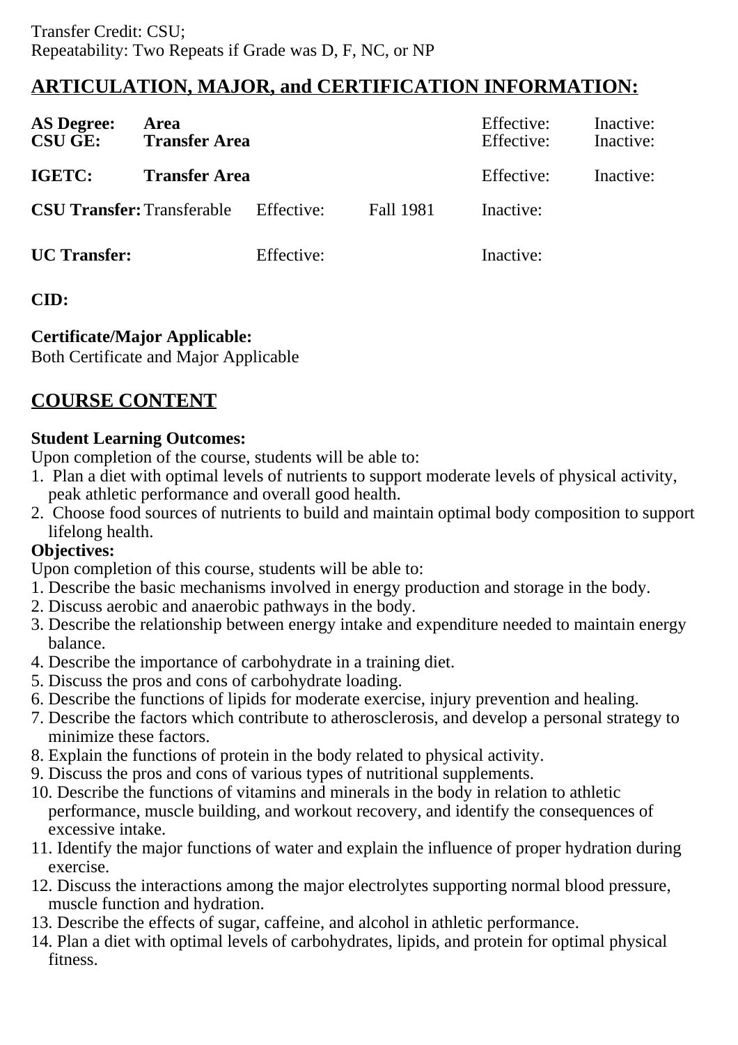Transfer Credit: CSU;
Repeatability: Two Repeats if Grade was D, F, NC, or NP

## ARTICULATION, MAJOR, and CERTIFICATION INFORMATION:

| | | | | | |
|---|---|---|---|---|---|
| **AS Degree:** | **Area** | | | Effective: | Inactive: |
| **CSU GE:** | **Transfer Area** | | | Effective: | Inactive: |
| **IGETC:** | **Transfer Area** | | | Effective: | Inactive: |
| **CSU Transfer:** | Transferable | Effective: | Fall 1981 | Inactive: | |
| **UC Transfer:** | | Effective: | | Inactive: | |

**CID:**

**Certificate/Major Applicable:**
Both Certificate and Major Applicable

## COURSE CONTENT

**Student Learning Outcomes:**
Upon completion of the course, students will be able to:

1. Plan a diet with optimal levels of nutrients to support moderate levels of physical activity, peak athletic performance and overall good health.
2. Choose food sources of nutrients to build and maintain optimal body composition to support lifelong health.

**Objectives:**
Upon completion of this course, students will be able to:

1. Describe the basic mechanisms involved in energy production and storage in the body.
2. Discuss aerobic and anaerobic pathways in the body.
3. Describe the relationship between energy intake and expenditure needed to maintain energy balance.
4. Describe the importance of carbohydrate in a training diet.
5. Discuss the pros and cons of carbohydrate loading.
6. Describe the functions of lipids for moderate exercise, injury prevention and healing.
7. Describe the factors which contribute to atherosclerosis, and develop a personal strategy to minimize these factors.
8. Explain the functions of protein in the body related to physical activity.
9. Discuss the pros and cons of various types of nutritional supplements.
10. Describe the functions of vitamins and minerals in the body in relation to athletic performance, muscle building, and workout recovery, and identify the consequences of excessive intake.
11. Identify the major functions of water and explain the influence of proper hydration during exercise.
12. Discuss the interactions among the major electrolytes supporting normal blood pressure, muscle function and hydration.
13. Describe the effects of sugar, caffeine, and alcohol in athletic performance.
14. Plan a diet with optimal levels of carbohydrates, lipids, and protein for optimal physical fitness.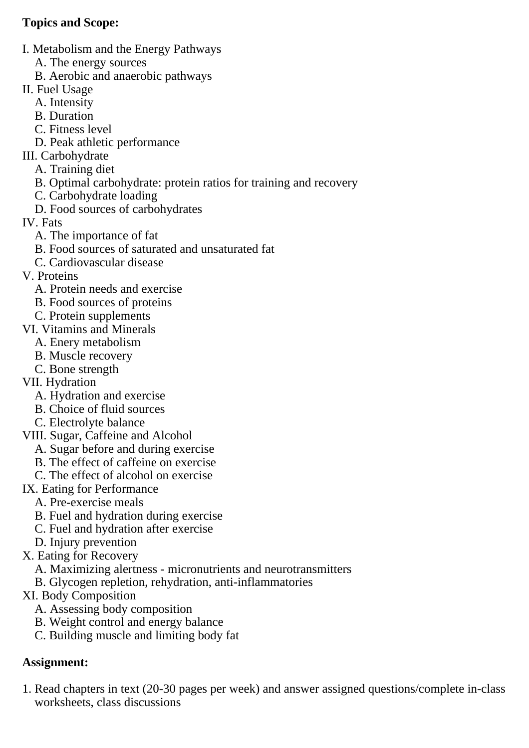**Topics and Scope:**

I. Metabolism and the Energy Pathways
   A. The energy sources
   B. Aerobic and anaerobic pathways
II. Fuel Usage
   A. Intensity
   B. Duration
   C. Fitness level
   D. Peak athletic performance
III. Carbohydrate
   A. Training diet
   B. Optimal carbohydrate: protein ratios for training and recovery
   C. Carbohydrate loading
   D. Food sources of carbohydrates
IV. Fats
   A. The importance of fat
   B. Food sources of saturated and unsaturated fat
   C. Cardiovascular disease
V. Proteins
   A. Protein needs and exercise
   B. Food sources of proteins
   C. Protein supplements
VI. Vitamins and Minerals
   A. Enery metabolism
   B. Muscle recovery
   C. Bone strength
VII. Hydration
   A. Hydration and exercise
   B. Choice of fluid sources
   C. Electrolyte balance
VIII. Sugar, Caffeine and Alcohol
   A. Sugar before and during exercise
   B. The effect of caffeine on exercise
   C. The effect of alcohol on exercise
IX. Eating for Performance
   A. Pre-exercise meals
   B. Fuel and hydration during exercise
   C. Fuel and hydration after exercise
   D. Injury prevention
X. Eating for Recovery
   A. Maximizing alertness - micronutrients and neurotransmitters
   B. Glycogen repletion, rehydration, anti-inflammatories
XI. Body Composition
   A. Assessing body composition
   B. Weight control and energy balance
   C. Building muscle and limiting body fat

**Assignment:**

1. Read chapters in text (20-30 pages per week) and answer assigned questions/complete in-class worksheets, class discussions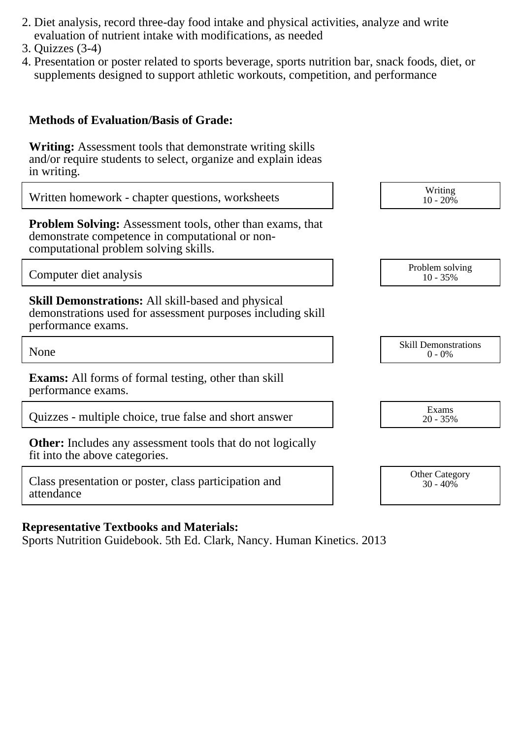2. Diet analysis, record three-day food intake and physical activities, analyze and write evaluation of nutrient intake with modifications, as needed
3. Quizzes (3-4)
4. Presentation or poster related to sports beverage, sports nutrition bar, snack foods, diet, or supplements designed to support athletic workouts, competition, and performance

**Methods of Evaluation/Basis of Grade:**

**Writing:** Assessment tools that demonstrate writing skills and/or require students to select, organize and explain ideas in writing.

| | |
|---|---|
| Written homework - chapter questions, worksheets | Writing 10 - 20% |

**Problem Solving:** Assessment tools, other than exams, that demonstrate competence in computational or non-computational problem solving skills.

| | |
|---|---|
| Computer diet analysis | Problem solving 10 - 35% |

**Skill Demonstrations:** All skill-based and physical demonstrations used for assessment purposes including skill performance exams.

| | |
|---|---|
| None | Skill Demonstrations 0 - 0% |

**Exams:** All forms of formal testing, other than skill performance exams.

| | |
|---|---|
| Quizzes - multiple choice, true false and short answer | Exams 20 - 35% |

**Other:** Includes any assessment tools that do not logically fit into the above categories.

| | |
|---|---|
| Class presentation or poster, class participation and attendance | Other Category 30 - 40% |

**Representative Textbooks and Materials:**

Sports Nutrition Guidebook. 5th Ed. Clark, Nancy. Human Kinetics. 2013